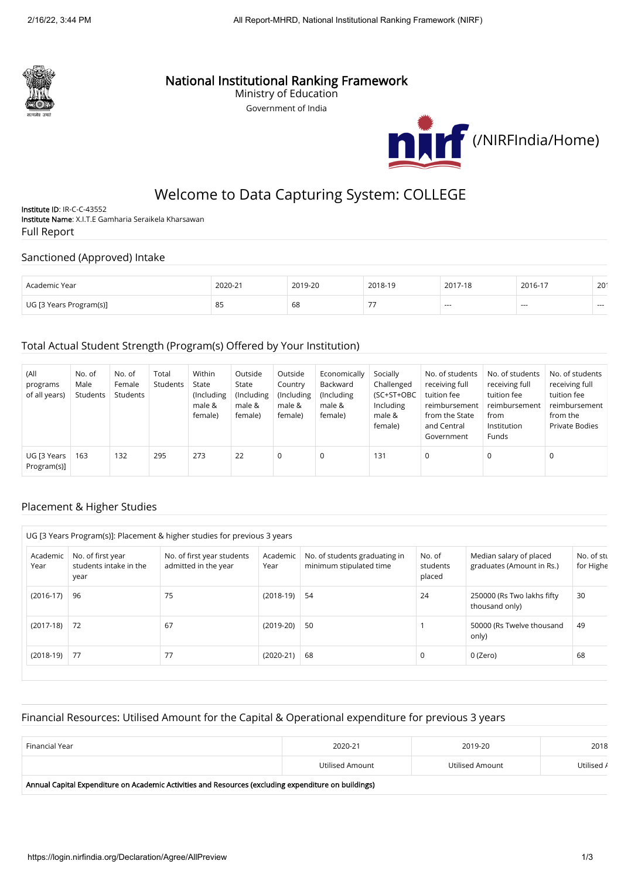# National Institutional Ranking Framework

Ministry of Education

Government of India

(/NIRFIndia/Home)

## Welcome to Data Capturing System: COLLEGE

**Institute ID**: IR-C-C-43552

**Institute Name**: X.I.T.E Gamharia Seraikela Kharsawan

Full Report

### Sanctioned (Approved) Intake

| Academic Year | 2020-21 | 2019-20 | 2018-19 | 2017-18 | 2016-17 | 201 |
|---|---|---|---|---|---|---|
| UG [3 Years Program(s)] | 85 | 68 | 77 | --- | --- | --- |

### Total Actual Student Strength (Program(s) Offered by Your Institution)

| (All programs of all years) | No. of Male Students | No. of Female Students | Total Students | Within State (Including male & female) | Outside State (Including male & female) | Outside Country (Including male & female) | Economically Backward (Including male & female) | Socially Challenged (SC+ST+OBC Including male & female) | No. of students receiving full tuition fee reimbursement from the State and Central Government | No. of students receiving full tuition fee reimbursement from Institution Funds | No. of students receiving full tuition fee reimbursement from the Private Bodies |
|---|---|---|---|---|---|---|---|---|---|---|---|
| UG [3 Years Program(s)] | 163 | 132 | 295 | 273 | 22 | 0 | 0 | 131 | 0 | 0 | 0 |

### Placement & Higher Studies

UG [3 Years Program(s)]: Placement & higher studies for previous 3 years

| Academic Year | No. of first year students intake in the year | No. of first year students admitted in the year | Academic Year | No. of students graduating in minimum stipulated time | No. of students placed | Median salary of placed graduates (Amount in Rs.) | No. of stu for Highe |
|---|---|---|---|---|---|---|---|
| (2016-17) | 96 | 75 | (2018-19) | 54 | 24 | 250000 (Rs Two lakhs fifty thousand only) | 30 |
| (2017-18) | 72 | 67 | (2019-20) | 50 | 1 | 50000 (Rs Twelve thousand only) | 49 |
| (2018-19) | 77 | 77 | (2020-21) | 68 | 0 | 0 (Zero) | 68 |

### Financial Resources: Utilised Amount for the Capital & Operational expenditure for previous 3 years

| Financial Year | 2020-21 | 2019-20 | 2018 |
|---|---|---|---|
| | Utilised Amount | Utilised Amount | Utilised A |
| **Annual Capital Expenditure on Academic Activities and Resources (excluding expenditure on buildings)** | | | |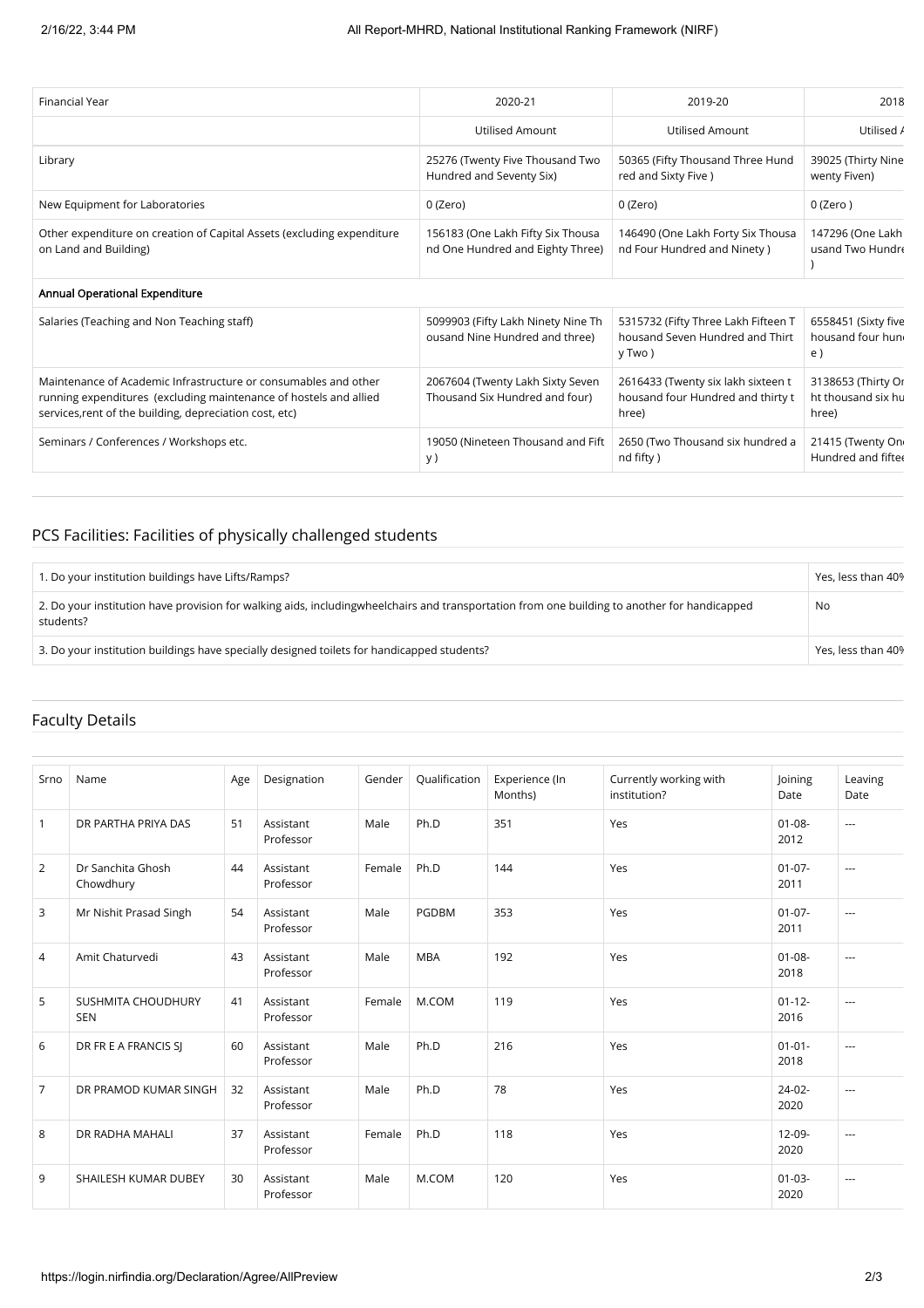| Financial Year | 2020-21 | 2019-20 | 2018 |
|---|---|---|---|
| | Utilised Amount | Utilised Amount | Utilised A |
| Library | 25276 (Twenty Five Thousand Two Hundred and Seventy Six) | 50365 (Fifty Thousand Three Hundred and Sixty Five ) | 39025 (Thirty Nine wenty Fiven) |
| New Equipment for Laboratories | 0 (Zero) | 0 (Zero) | 0 (Zero ) |
| Other expenditure on creation of Capital Assets (excluding expenditure on Land and Building) | 156183 (One Lakh Fifty Six Thousand One Hundred and Eighty Three) | 146490 (One Lakh Forty Six Thousand Four Hundred and Ninety ) | 147296 (One Lakh usand Two Hundre ) |
| **Annual Operational Expenditure** | | | |
| Salaries (Teaching and Non Teaching staff) | 5099903 (Fifty Lakh Ninety Nine Thousand Nine Hundred and three) | 5315732 (Fifty Three Lakh Fifteen Thousand Seven Hundred and Thirty Two ) | 6558451 (Sixty five housand four hun e ) |
| Maintenance of Academic Infrastructure or consumables and other running expenditures (excluding maintenance of hostels and allied services,rent of the building, depreciation cost, etc) | 2067604 (Twenty Lakh Sixty Seven Thousand Six Hundred and four) | 2616433 (Twenty six lakh sixteen thousand four Hundred and thirty three) | 3138653 (Thirty On ht thousand six hu hree) |
| Seminars / Conferences / Workshops etc. | 19050 (Nineteen Thousand and Fifty ) | 2650 (Two Thousand six hundred and fifty ) | 21415 (Twenty On Hundred and fiftee |

## PCS Facilities: Facilities of physically challenged students

| | |
|---|---|
| 1. Do your institution buildings have Lifts/Ramps? | Yes, less than 40% |
| 2. Do your institution have provision for walking aids, includingwheelchairs and transportation from one building to another for handicapped students? | No |
| 3. Do your institution buildings have specially designed toilets for handicapped students? | Yes, less than 40% |

## Faculty Details

| Srno | Name | Age | Designation | Gender | Qualification | Experience (In Months) | Currently working with institution? | Joining Date | Leaving Date |
|---|---|---|---|---|---|---|---|---|---|
| 1 | DR PARTHA PRIYA DAS | 51 | Assistant Professor | Male | Ph.D | 351 | Yes | 01-08-2012 | --- |
| 2 | Dr Sanchita Ghosh Chowdhury | 44 | Assistant Professor | Female | Ph.D | 144 | Yes | 01-07-2011 | --- |
| 3 | Mr Nishit Prasad Singh | 54 | Assistant Professor | Male | PGDBM | 353 | Yes | 01-07-2011 | --- |
| 4 | Amit Chaturvedi | 43 | Assistant Professor | Male | MBA | 192 | Yes | 01-08-2018 | --- |
| 5 | SUSHMITA CHOUDHURY SEN | 41 | Assistant Professor | Female | M.COM | 119 | Yes | 01-12-2016 | --- |
| 6 | DR FR E A FRANCIS SJ | 60 | Assistant Professor | Male | Ph.D | 216 | Yes | 01-01-2018 | --- |
| 7 | DR PRAMOD KUMAR SINGH | 32 | Assistant Professor | Male | Ph.D | 78 | Yes | 24-02-2020 | --- |
| 8 | DR RADHA MAHALI | 37 | Assistant Professor | Female | Ph.D | 118 | Yes | 12-09-2020 | --- |
| 9 | SHAILESH KUMAR DUBEY | 30 | Assistant Professor | Male | M.COM | 120 | Yes | 01-03-2020 | --- |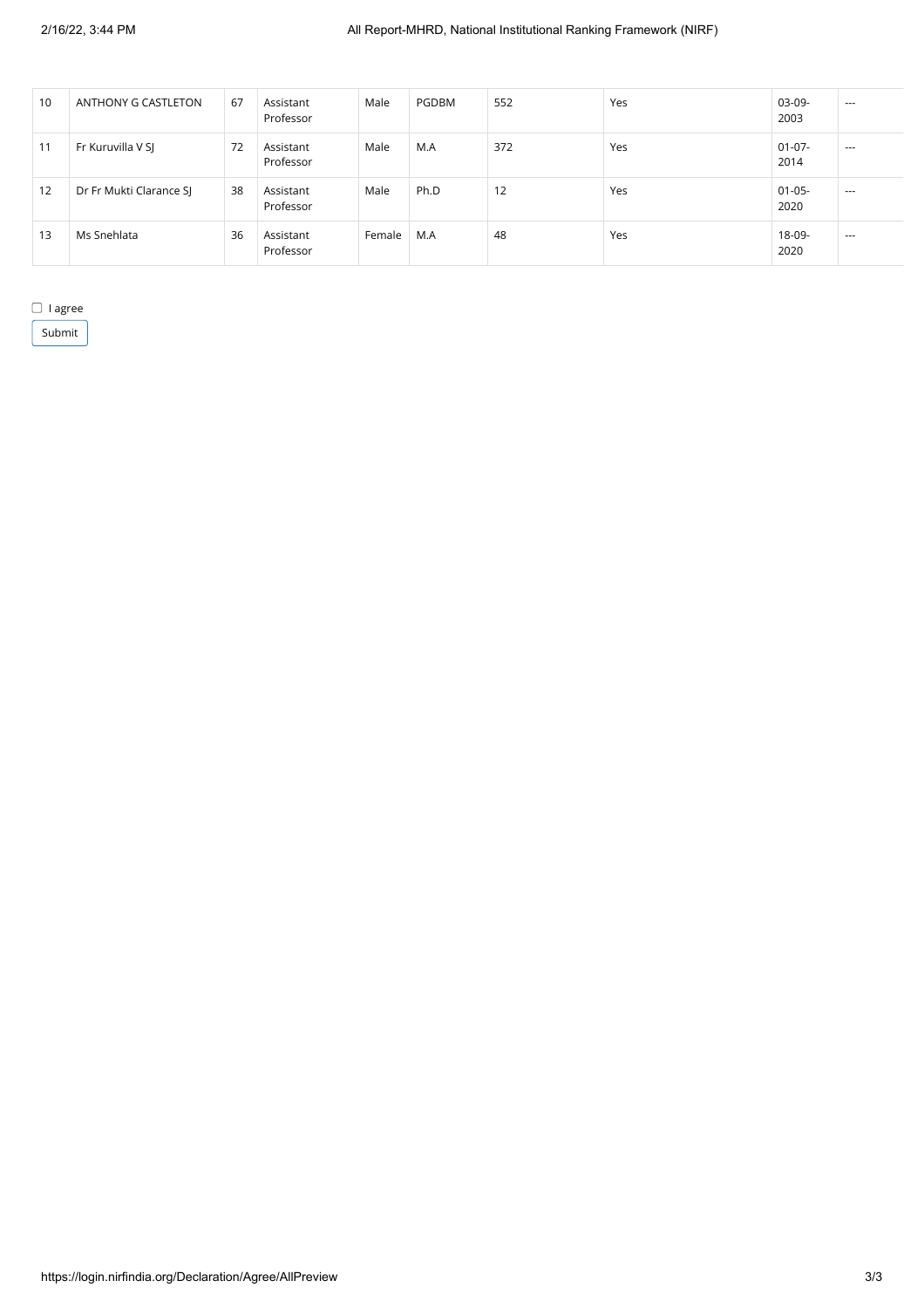| | | | | | | | | | |
|---|---|---|---|---|---|---|---|---|---|
| 10 | ANTHONY G CASTLETON | 67 | Assistant Professor | Male | PGDBM | 552 | Yes | 03-09-2003 | --- |
| 11 | Fr Kuruvilla V SJ | 72 | Assistant Professor | Male | M.A | 372 | Yes | 01-07-2014 | --- |
| 12 | Dr Fr Mukti Clarance SJ | 38 | Assistant Professor | Male | Ph.D | 12 | Yes | 01-05-2020 | --- |
| 13 | Ms Snehlata | 36 | Assistant Professor | Female | M.A | 48 | Yes | 18-09-2020 | --- |

☐ I agree

Submit